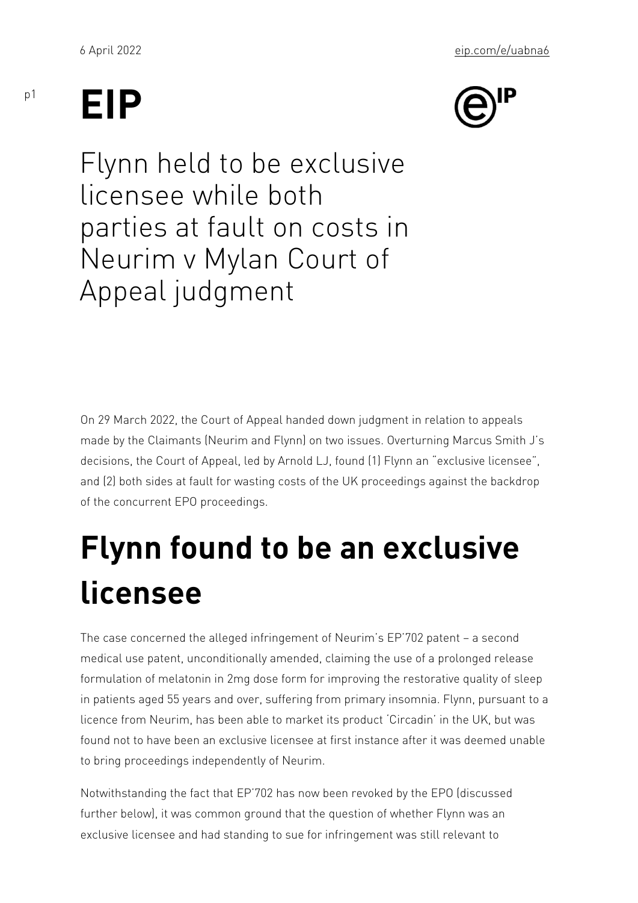# Flynn held to be exclusive licensee while both parties at fault on costs in Neurim v Mylan Court of Appeal judgment

On 29 March 2022, the Court of Appeal handed down judgment in relation to appeals made by the Claimants (Neurim and Flynn) on two issues. Overturning Marcus Smith J's decisions, the Court of Appeal, led by Arnold LJ, found (1) Flynn an "exclusive licensee", and (2) both sides at fault for wasting costs of the UK proceedings against the backdrop of the concurrent EPO proceedings.

## Flynn found to be an exclusive licensee

The case concerned the alleged infringement of Neurim's EP'702 patent – a second medical use patent, unconditionally amended, claiming the use of a prolonged release formulation of melatonin in 2mg dose form for improving the restorative quality of sleep in patients aged 55 years and over, suffering from primary insomnia. Flynn, pursuant to a licence from Neurim, has been able to market its product 'Circadin' in the UK, but was found not to have been an exclusive licensee at first instance after it was deemed unable to bring proceedings independently of Neurim.

Notwithstanding the fact that EP'702 has now been revoked by the EPO (discussed further below), it was common ground that the question of whether Flynn was an exclusive licensee and had standing to sue for infringement was still relevant to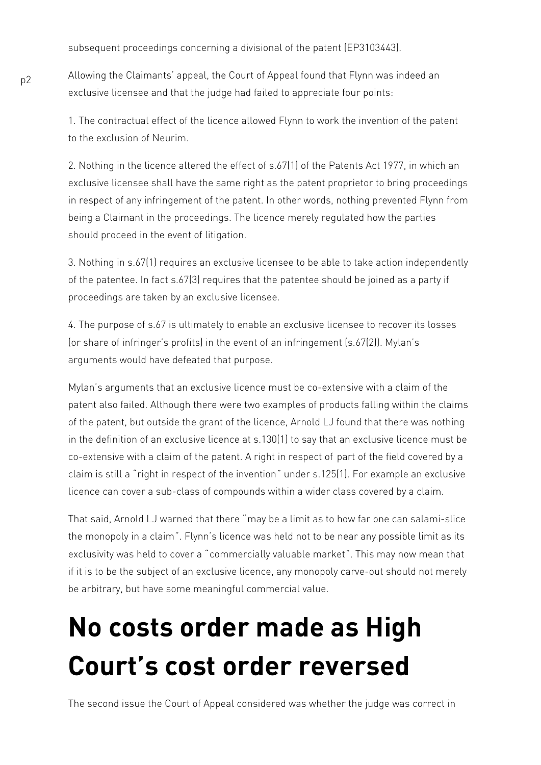subsequent proceedings concerning a divisional of the patent (EP3103443).

Allowing the Claimants' appeal, the Court of Appeal found that Flynn was indeed an exclusive licensee and that the judge had failed to appreciate four points:

1. The contractual effect of the licence allowed Flynn to work the invention of the patent to the exclusion of Neurim.

2. Nothing in the licence altered the effect of s.67(1) of the Patents Act 1977, in which an exclusive licensee shall have the same right as the patent proprietor to bring proceedings in respect of any infringement of the patent. In other words, nothing prevented Flynn from being a Claimant in the proceedings. The licence merely regulated how the parties should proceed in the event of litigation.

3. Nothing in s.67(1) requires an exclusive licensee to be able to take action independently of the patentee. In fact s.67(3) requires that the patentee should be joined as a party if proceedings are taken by an exclusive licensee.

4. The purpose of s.67 is ultimately to enable an exclusive licensee to recover its losses (or share of infringer's profits) in the event of an infringement (s.67(2)). Mylan's arguments would have defeated that purpose.

Mylan's arguments that an exclusive licence must be co-extensive with a claim of the patent also failed. Although there were two examples of products falling within the claims of the patent, but outside the grant of the licence, Arnold LJ found that there was nothing in the definition of an exclusive licence at s.130(1) to say that an exclusive licence must be co-extensive with a claim of the patent. A right in respect of part of the field covered by a claim is still a "right in respect of the invention" under s.125(1). For example an exclusive licence can cover a sub-class of compounds within a wider class covered by a claim.

That said, Arnold LJ warned that there "may be a limit as to how far one can salami-slice the monopoly in a claim". Flynn's licence was held not to be near any possible limit as its exclusivity was held to cover a "commercially valuable market". This may now mean that if it is to be the subject of an exclusive licence, any monopoly carve-out should not merely be arbitrary, but have some meaningful commercial value.

# No costs order made as High Court's cost order reversed

The second issue the Court of Appeal considered was whether the judge was correct in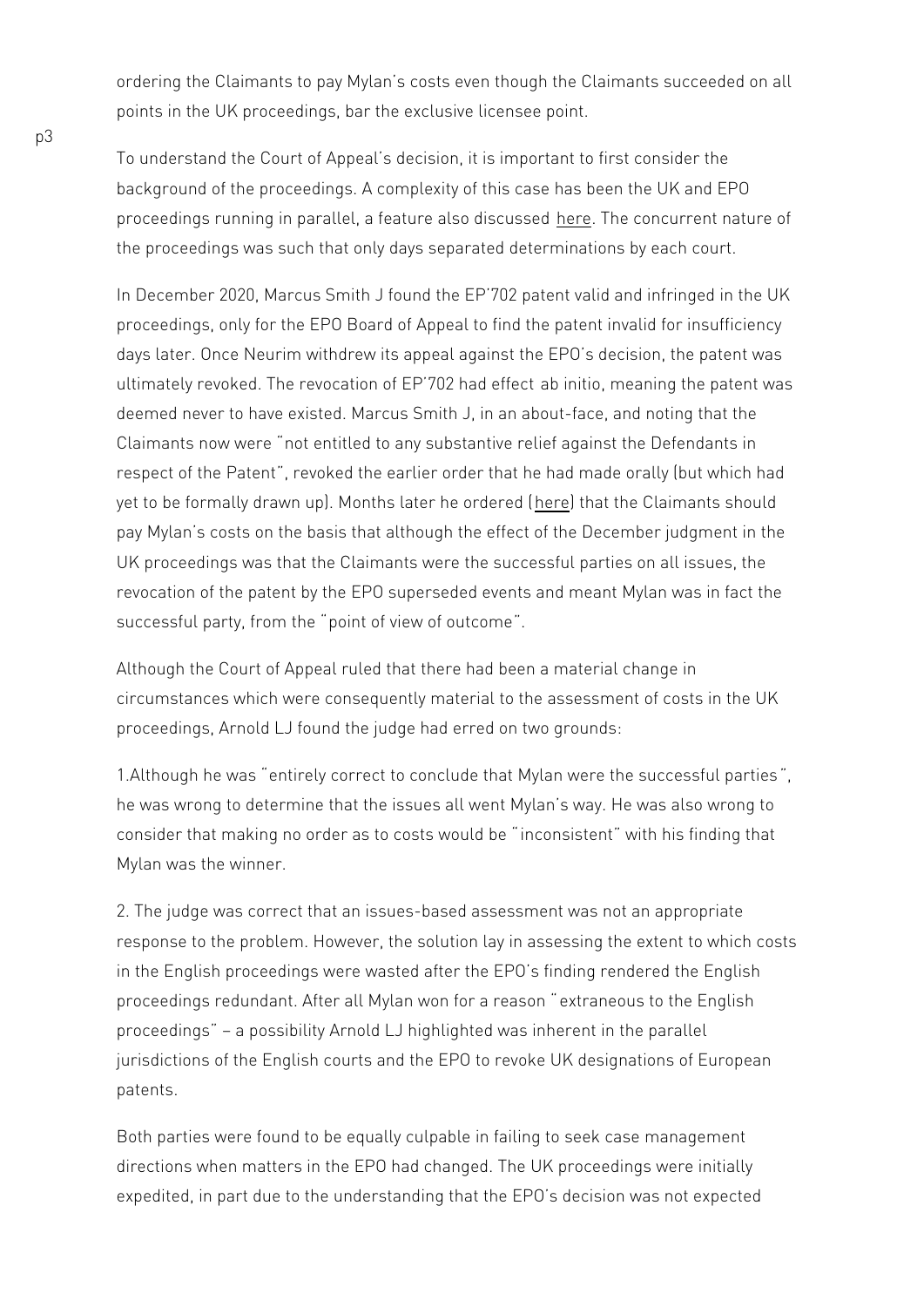ordering the Claimants to pay Mylan's costs even though the Claimants succeeded on all points in the UK proceedings, bar the exclusive licensee point.

To understand the Court of Appeal's decision, it is important to first consider the background of the proceedings. A complexity of this case has been the UK and EPO proceedings running in parallel, a feature also discussed here. The concurrent nature of the proceedings was such that only days separated determinations by each court.

In December 2020, Marcus Smith J found the EP'702 patent valid and infringed in the UK proceedings, only for the EPO Board of Appeal to find the patent invalid for insufficiency days later. Once Neurim withdrew its appeal against the EPO's decision, the patent was ultimately revoked. The revocation of EP'702 had effect ab initio, meaning the patent was deemed never to have existed. Marcus Smith J, in an about-face, and noting that the Claimants now were "not entitled to any substantive relief against the Defendants in respect of the Patent", revoked the earlier order that he had made orally (but which had yet to be formally drawn up). Months later he ordered (here) that the Claimants should pay Mylan's costs on the basis that although the effect of the December judgment in the UK proceedings was that the Claimants were the successful parties on all issues, the revocation of the patent by the EPO superseded events and meant Mylan was in fact the successful party, from the "point of view of outcome".

Although the Court of Appeal ruled that there had been a material change in circumstances which were consequently material to the assessment of costs in the UK proceedings, Arnold LJ found the judge had erred on two grounds:

1. Although he was "entirely correct to conclude that Mylan were the successful parties", he was wrong to determine that the issues all went Mylan's way. He was also wrong to consider that making no order as to costs would be "inconsistent" with his finding that Mylan was the winner.

2. The judge was correct that an issues-based assessment was not an appropriate response to the problem. However, the solution lay in assessing the extent to which costs in the English proceedings were wasted after the EPO's finding rendered the English proceedings redundant. After all Mylan won for a reason "extraneous to the English proceedings" – a possibility Arnold LJ highlighted was inherent in the parallel jurisdictions of the English courts and the EPO to revoke UK designations of European patents.

Both parties were found to be equally culpable in failing to seek case management directions when matters in the EPO had changed. The UK proceedings were initially expedited, in part due to the understanding that the EPO's decision was not expected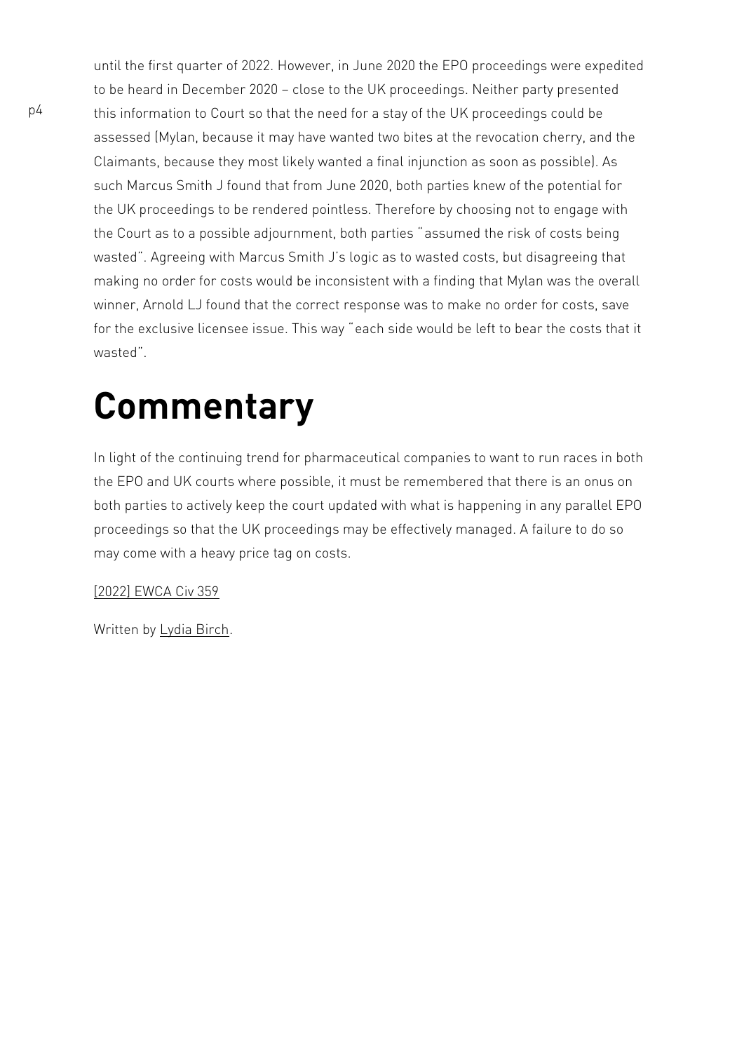until the first quarter of 2022. However, in June 2020 the EPO proceedings were expedited to be heard in December 2020 – close to the UK proceedings. Neither party presented this information to Court so that the need for a stay of the UK proceedings could be assessed (Mylan, because it may have wanted two bites at the revocation cherry, and the Claimants, because they most likely wanted a final injunction as soon as possible). As such Marcus Smith J found that from June 2020, both parties knew of the potential for the UK proceedings to be rendered pointless. Therefore by choosing not to engage with the Court as to a possible adjournment, both parties "assumed the risk of costs being wasted". Agreeing with Marcus Smith J's logic as to wasted costs, but disagreeing that making no order for costs would be inconsistent with a finding that Mylan was the overall winner, Arnold LJ found that the correct response was to make no order for costs, save for the exclusive licensee issue. This way "each side would be left to bear the costs that it wasted".

# Commentary

In light of the continuing trend for pharmaceutical companies to want to run races in both the EPO and UK courts where possible, it must be remembered that there is an onus on both parties to actively keep the court updated with what is happening in any parallel EPO proceedings so that the UK proceedings may be effectively managed. A failure to do so may come with a heavy price tag on costs.

[2022] EWCA Civ 359

Written by Lydia Birch.